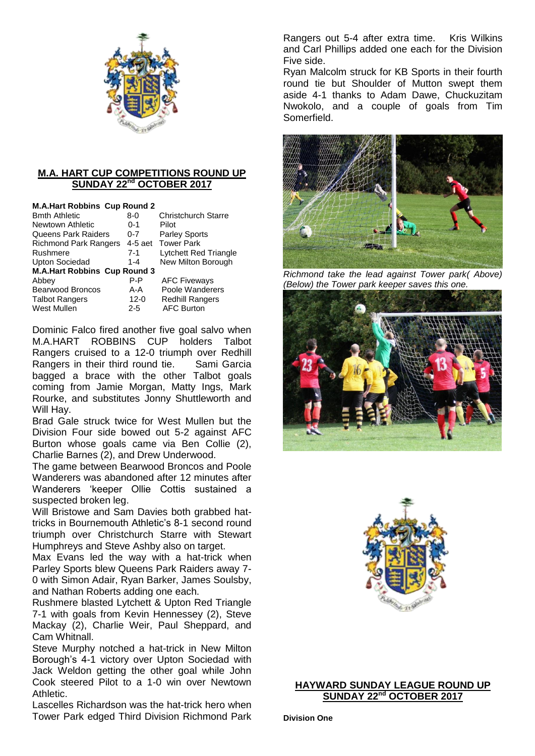## M.A. HART CUP COMPETITIONS ROUND UP
## SUNDAY 22nd OCTOBER 2017

**M.A.Hart Robbins Cup Round 2**

| | | |
|---|---|---|
| Bmth Athletic | 8-0 | Christchurch Starre |
| Newtown Athletic | 0-1 | Pilot |
| Queens Park Raiders | 0-7 | Parley Sports |
| Richmond Park Rangers | 4-5 aet | Tower Park |
| Rushmere | 7-1 | Lytchett Red Triangle |
| Upton Sociedad | 1-4 | New Milton Borough |
| **M.A.Hart Robbins Cup Round 3** | | |
| Abbey | P-P | AFC Fiveways |
| Bearwood Broncos | A-A | Poole Wanderers |
| Talbot Rangers | 12-0 | Redhill Rangers |
| West Mullen | 2-5 | AFC Burton |

Dominic Falco fired another five goal salvo when M.A.HART ROBBINS CUP holders Talbot Rangers cruised to a 12-0 triumph over Redhill Rangers in their third round tie. Sami Garcia bagged a brace with the other Talbot goals coming from Jamie Morgan, Matty Ings, Mark Rourke, and substitutes Jonny Shuttleworth and Will Hay.

Brad Gale struck twice for West Mullen but the Division Four side bowed out 5-2 against AFC Burton whose goals came via Ben Collie (2), Charlie Barnes (2), and Drew Underwood.

The game between Bearwood Broncos and Poole Wanderers was abandoned after 12 minutes after Wanderers 'keeper Ollie Cottis sustained a suspected broken leg.

Will Bristowe and Sam Davies both grabbed hat-tricks in Bournemouth Athletic's 8-1 second round triumph over Christchurch Starre with Stewart Humphreys and Steve Ashby also on target.

Max Evans led the way with a hat-trick when Parley Sports blew Queens Park Raiders away 7-0 with Simon Adair, Ryan Barker, James Soulsby, and Nathan Roberts adding one each.

Rushmere blasted Lytchett & Upton Red Triangle 7-1 with goals from Kevin Hennessey (2), Steve Mackay (2), Charlie Weir, Paul Sheppard, and Cam Whitnall.

Steve Murphy notched a hat-trick in New Milton Borough's 4-1 victory over Upton Sociedad with Jack Weldon getting the other goal while John Cook steered Pilot to a 1-0 win over Newtown Athletic.

Lascelles Richardson was the hat-trick hero when Tower Park edged Third Division Richmond Park Rangers out 5-4 after extra time. Kris Wilkins and Carl Phillips added one each for the Division Five side.

Ryan Malcolm struck for KB Sports in their fourth round tie but Shoulder of Mutton swept them aside 4-1 thanks to Adam Dawe, Chuckuzitam Nwokolo, and a couple of goals from Tim Somerfield.

*Richmond take the lead against Tower park( Above) (Below) the Tower park keeper saves this one.*

## HAYWARD SUNDAY LEAGUE ROUND UP
## SUNDAY 22nd OCTOBER 2017

**Division One**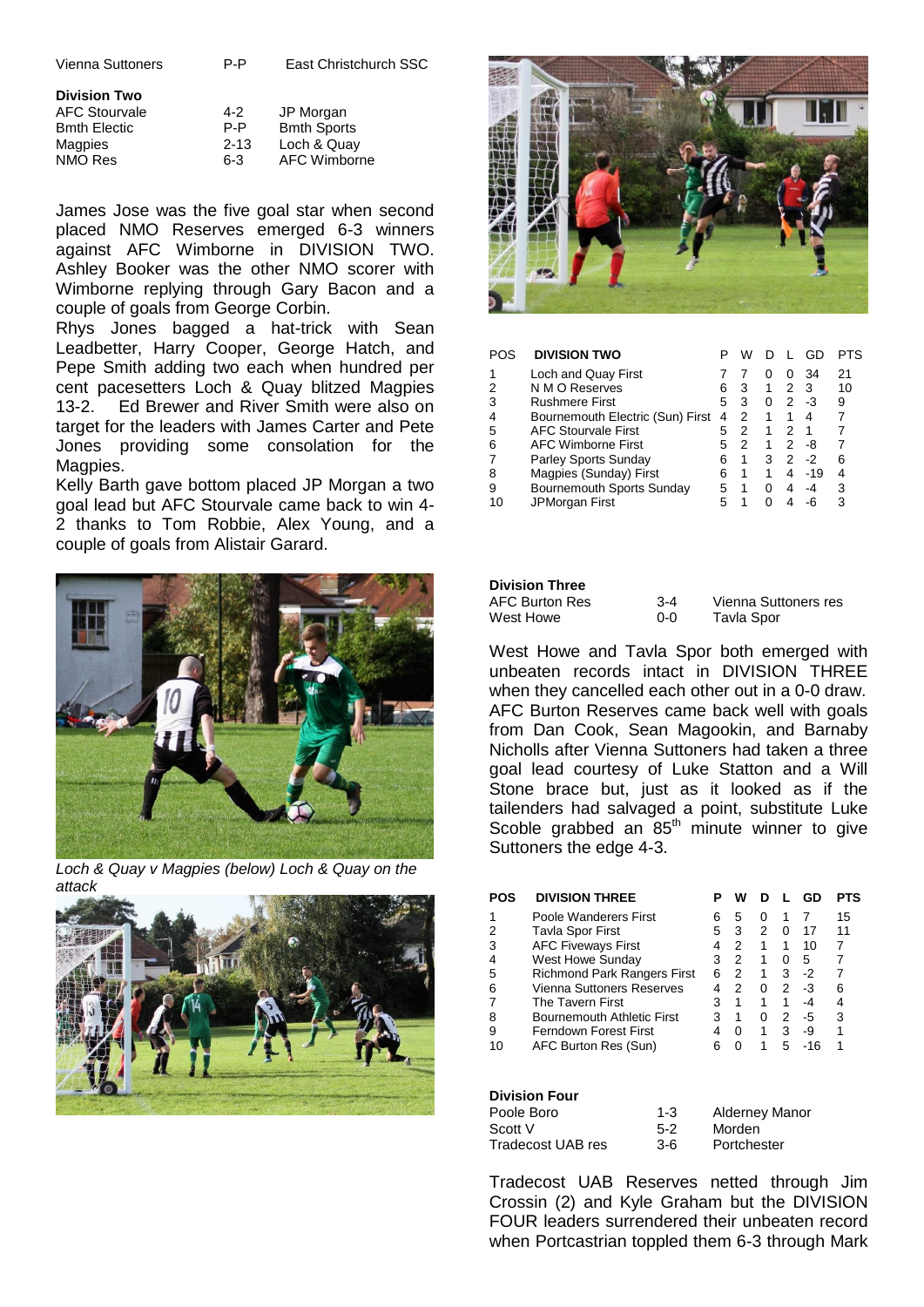| | | |
|---|---|---|
| Vienna Suttoners | P-P | East Christchurch SSC |

**Division Two**

| | | |
|---|---|---|
| AFC Stourvale | 4-2 | JP Morgan |
| Bmth Electic | P-P | Bmth Sports |
| Magpies | 2-13 | Loch & Quay |
| NMO Res | 6-3 | AFC Wimborne |

James Jose was the five goal star when second placed NMO Reserves emerged 6-3 winners against AFC Wimborne in DIVISION TWO. Ashley Booker was the other NMO scorer with Wimborne replying through Gary Bacon and a couple of goals from George Corbin.

Rhys Jones bagged a hat-trick with Sean Leadbetter, Harry Cooper, George Hatch, and Pepe Smith adding two each when hundred per cent pacesetters Loch & Quay blitzed Magpies 13-2. Ed Brewer and River Smith were also on target for the leaders with James Carter and Pete Jones providing some consolation for the Magpies.

Kelly Barth gave bottom placed JP Morgan a two goal lead but AFC Stourvale came back to win 4-2 thanks to Tom Robbie, Alex Young, and a couple of goals from Alistair Garard.

*Loch & Quay v Magpies (below) Loch & Quay on the attack*

| POS | DIVISION TWO | P | W | D | L | GD | PTS |
|---|---|---|---|---|---|---|---|
| 1 | Loch and Quay First | 7 | 7 | 0 | 0 | 34 | 21 |
| 2 | N M O Reserves | 6 | 3 | 1 | 2 | 3 | 10 |
| 3 | Rushmere First | 5 | 3 | 0 | 2 | -3 | 9 |
| 4 | Bournemouth Electric (Sun) First | 4 | 2 | 1 | 1 | 4 | 7 |
| 5 | AFC Stourvale First | 5 | 2 | 1 | 2 | 1 | 7 |
| 6 | AFC Wimborne First | 5 | 2 | 1 | 2 | -8 | 7 |
| 7 | Parley Sports Sunday | 6 | 1 | 3 | 2 | -2 | 6 |
| 8 | Magpies (Sunday) First | 6 | 1 | 1 | 4 | -19 | 4 |
| 9 | Bournemouth Sports Sunday | 5 | 1 | 0 | 4 | -4 | 3 |
| 10 | JPMorgan First | 5 | 1 | 0 | 4 | -6 | 3 |

**Division Three**

| | | |
|---|---|---|
| AFC Burton Res | 3-4 | Vienna Suttoners res |
| West Howe | 0-0 | Tavla Spor |

West Howe and Tavla Spor both emerged with unbeaten records intact in DIVISION THREE when they cancelled each other out in a 0-0 draw.

AFC Burton Reserves came back well with goals from Dan Cook, Sean Magookin, and Barnaby Nicholls after Vienna Suttoners had taken a three goal lead courtesy of Luke Statton and a Will Stone brace but, just as it looked as if the tailenders had salvaged a point, substitute Luke Scoble grabbed an 85th minute winner to give Suttoners the edge 4-3.

| POS | DIVISION THREE | P | W | D | L | GD | PTS |
|---|---|---|---|---|---|---|---|
| 1 | Poole Wanderers First | 6 | 5 | 0 | 1 | 7 | 15 |
| 2 | Tavla Spor First | 5 | 3 | 2 | 0 | 17 | 11 |
| 3 | AFC Fiveways First | 4 | 2 | 1 | 1 | 10 | 7 |
| 4 | West Howe Sunday | 3 | 2 | 1 | 0 | 5 | 7 |
| 5 | Richmond Park Rangers First | 6 | 2 | 1 | 3 | -2 | 7 |
| 6 | Vienna Suttoners Reserves | 4 | 2 | 0 | 2 | -3 | 6 |
| 7 | The Tavern First | 3 | 1 | 1 | 1 | -4 | 4 |
| 8 | Bournemouth Athletic First | 3 | 1 | 0 | 2 | -5 | 3 |
| 9 | Ferndown Forest First | 4 | 0 | 1 | 3 | -9 | 1 |
| 10 | AFC Burton Res (Sun) | 6 | 0 | 1 | 5 | -16 | 1 |

**Division Four**

| | | |
|---|---|---|
| Poole Boro | 1-3 | Alderney Manor |
| Scott V | 5-2 | Morden |
| Tradecost UAB res | 3-6 | Portchester |

Tradecost UAB Reserves netted through Jim Crossin (2) and Kyle Graham but the DIVISION FOUR leaders surrendered their unbeaten record when Portcastrian toppled them 6-3 through Mark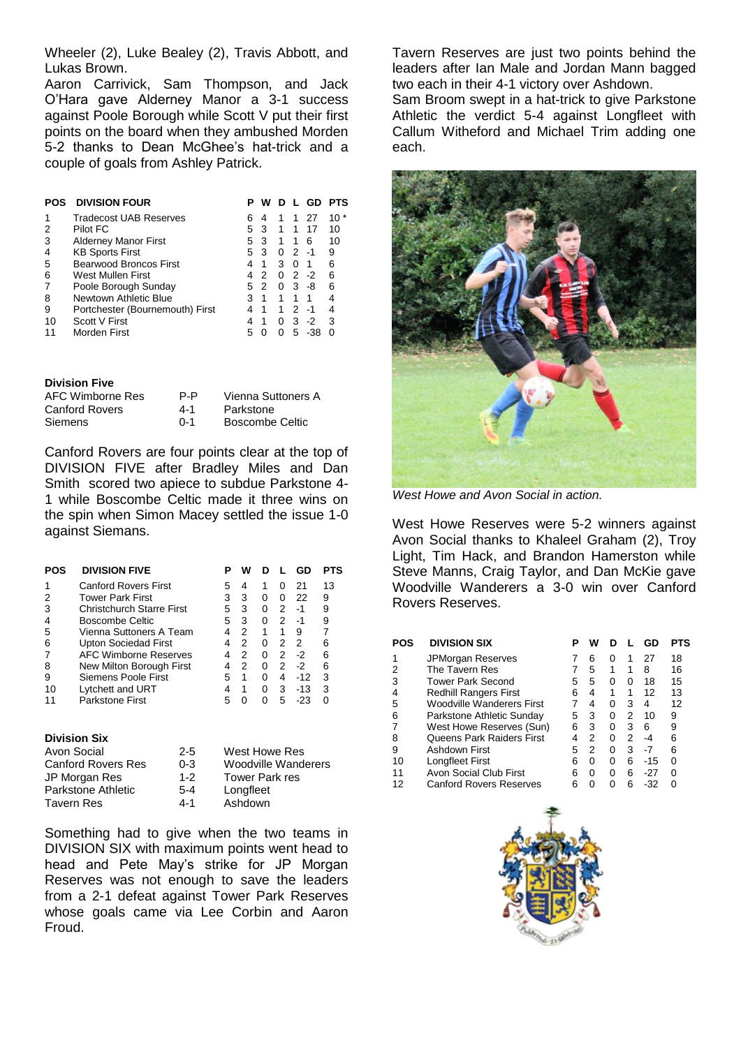Wheeler (2), Luke Bealey (2), Travis Abbott, and Lukas Brown.

Aaron Carrivick, Sam Thompson, and Jack O'Hara gave Alderney Manor a 3-1 success against Poole Borough while Scott V put their first points on the board when they ambushed Morden 5-2 thanks to Dean McGhee's hat-trick and a couple of goals from Ashley Patrick.

| POS | DIVISION FOUR | P | W | D | L | GD | PTS |
|---|---|---|---|---|---|---|---|
| 1 | Tradecost UAB Reserves | 6 | 4 | 1 | 1 | 27 | 10 * |
| 2 | Pilot FC | 5 | 3 | 1 | 1 | 17 | 10 |
| 3 | Alderney Manor First | 5 | 3 | 1 | 1 | 6 | 10 |
| 4 | KB Sports First | 5 | 3 | 0 | 2 | -1 | 9 |
| 5 | Bearwood Broncos First | 4 | 1 | 3 | 0 | 1 | 6 |
| 6 | West Mullen First | 4 | 2 | 0 | 2 | -2 | 6 |
| 7 | Poole Borough Sunday | 5 | 2 | 0 | 3 | -8 | 6 |
| 8 | Newtown Athletic Blue | 3 | 1 | 1 | 1 | 1 | 4 |
| 9 | Portchester (Bournemouth) First | 4 | 1 | 1 | 2 | -1 | 4 |
| 10 | Scott V First | 4 | 1 | 0 | 3 | -2 | 3 |
| 11 | Morden First | 5 | 0 | 0 | 5 | -38 | 0 |

**Division Five**

| | | |
|---|---|---|
| AFC Wimborne Res | P-P | Vienna Suttoners A |
| Canford Rovers | 4-1 | Parkstone |
| Siemens | 0-1 | Boscombe Celtic |

Canford Rovers are four points clear at the top of DIVISION FIVE after Bradley Miles and Dan Smith scored two apiece to subdue Parkstone 4-1 while Boscombe Celtic made it three wins on the spin when Simon Macey settled the issue 1-0 against Siemans.

| POS | DIVISION FIVE | P | W | D | L | GD | PTS |
|---|---|---|---|---|---|---|---|
| 1 | Canford Rovers First | 5 | 4 | 1 | 0 | 21 | 13 |
| 2 | Tower Park First | 3 | 3 | 0 | 0 | 22 | 9 |
| 3 | Christchurch Starre First | 5 | 3 | 0 | 2 | -1 | 9 |
| 4 | Boscombe Celtic | 5 | 3 | 0 | 2 | -1 | 9 |
| 5 | Vienna Suttoners A Team | 4 | 2 | 1 | 1 | 9 | 7 |
| 6 | Upton Sociedad First | 4 | 2 | 0 | 2 | 2 | 6 |
| 7 | AFC Wimborne Reserves | 4 | 2 | 0 | 2 | -2 | 6 |
| 8 | New Milton Borough First | 4 | 2 | 0 | 2 | -2 | 6 |
| 9 | Siemens Poole First | 5 | 1 | 0 | 4 | -12 | 3 |
| 10 | Lytchett and URT | 4 | 1 | 0 | 3 | -13 | 3 |
| 11 | Parkstone First | 5 | 0 | 0 | 5 | -23 | 0 |

**Division Six**

| | | |
|---|---|---|
| Avon Social | 2-5 | West Howe Res |
| Canford Rovers Res | 0-3 | Woodville Wanderers |
| JP Morgan Res | 1-2 | Tower Park res |
| Parkstone Athletic | 5-4 | Longfleet |
| Tavern Res | 4-1 | Ashdown |

Something had to give when the two teams in DIVISION SIX with maximum points went head to head and Pete May's strike for JP Morgan Reserves was not enough to save the leaders from a 2-1 defeat against Tower Park Reserves whose goals came via Lee Corbin and Aaron Froud.

Tavern Reserves are just two points behind the leaders after Ian Male and Jordan Mann bagged two each in their 4-1 victory over Ashdown.

Sam Broom swept in a hat-trick to give Parkstone Athletic the verdict 5-4 against Longfleet with Callum Witheford and Michael Trim adding one each.

*West Howe and Avon Social in action.*

West Howe Reserves were 5-2 winners against Avon Social thanks to Khaleel Graham (2), Troy Light, Tim Hack, and Brandon Hamerston while Steve Manns, Craig Taylor, and Dan McKie gave Woodville Wanderers a 3-0 win over Canford Rovers Reserves.

| POS | DIVISION SIX | P | W | D | L | GD | PTS |
|---|---|---|---|---|---|---|---|
| 1 | JPMorgan Reserves | 7 | 6 | 0 | 1 | 27 | 18 |
| 2 | The Tavern Res | 7 | 5 | 1 | 1 | 8 | 16 |
| 3 | Tower Park Second | 5 | 5 | 0 | 0 | 18 | 15 |
| 4 | Redhill Rangers First | 6 | 4 | 1 | 1 | 12 | 13 |
| 5 | Woodville Wanderers First | 7 | 4 | 0 | 3 | 4 | 12 |
| 6 | Parkstone Athletic Sunday | 5 | 3 | 0 | 2 | 10 | 9 |
| 7 | West Howe Reserves (Sun) | 6 | 3 | 0 | 3 | 6 | 9 |
| 8 | Queens Park Raiders First | 4 | 2 | 0 | 2 | -4 | 6 |
| 9 | Ashdown First | 5 | 2 | 0 | 3 | -7 | 6 |
| 10 | Longfleet First | 6 | 0 | 0 | 6 | -15 | 0 |
| 11 | Avon Social Club First | 6 | 0 | 0 | 6 | -27 | 0 |
| 12 | Canford Rovers Reserves | 6 | 0 | 0 | 6 | -32 | 0 |